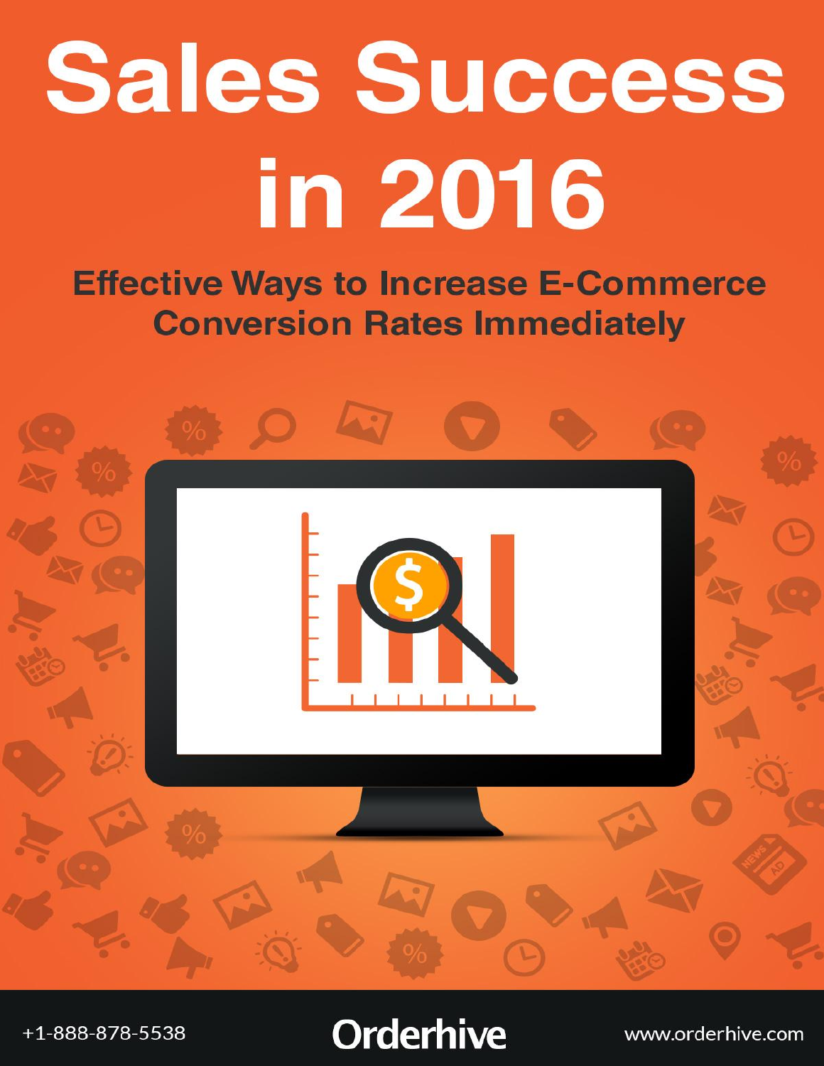# Sales Success in 2016

## Effective Ways to Increase E-Commerce Conversion Rates Immediately

+1-888-878-5538

Orderhive

www.orderhive.com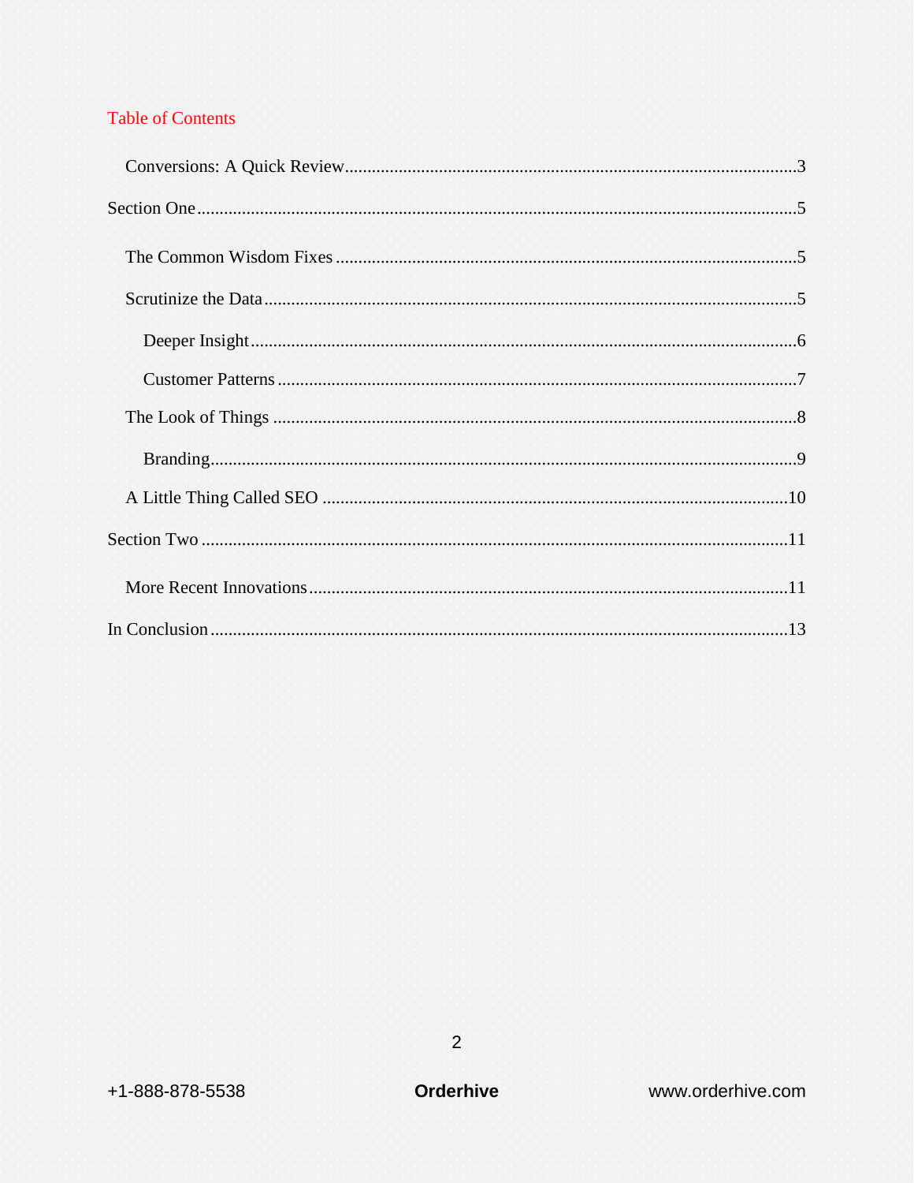## Table of Contents

- Conversions: A Quick Review ........ 3
- Section One ........ 5
  - The Common Wisdom Fixes ........ 5
  - Scrutinize the Data ........ 5
    - Deeper Insight ........ 6
    - Customer Patterns ........ 7
  - The Look of Things ........ 8
    - Branding ........ 9
  - A Little Thing Called SEO ........ 10
- Section Two ........ 11
  - More Recent Innovations ........ 11
- In Conclusion ........ 13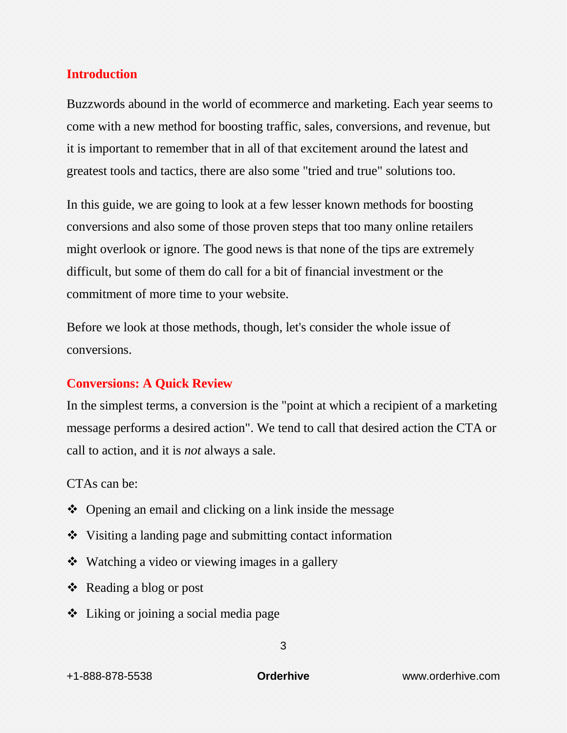## Introduction

Buzzwords abound in the world of ecommerce and marketing. Each year seems to come with a new method for boosting traffic, sales, conversions, and revenue, but it is important to remember that in all of that excitement around the latest and greatest tools and tactics, there are also some "tried and true" solutions too.

In this guide, we are going to look at a few lesser known methods for boosting conversions and also some of those proven steps that too many online retailers might overlook or ignore. The good news is that none of the tips are extremely difficult, but some of them do call for a bit of financial investment or the commitment of more time to your website.

Before we look at those methods, though, let's consider the whole issue of conversions.

## Conversions: A Quick Review

In the simplest terms, a conversion is the "point at which a recipient of a marketing message performs a desired action". We tend to call that desired action the CTA or call to action, and it is *not* always a sale.

CTAs can be:

- Opening an email and clicking on a link inside the message
- Visiting a landing page and submitting contact information
- Watching a video or viewing images in a gallery
- Reading a blog or post
- Liking or joining a social media page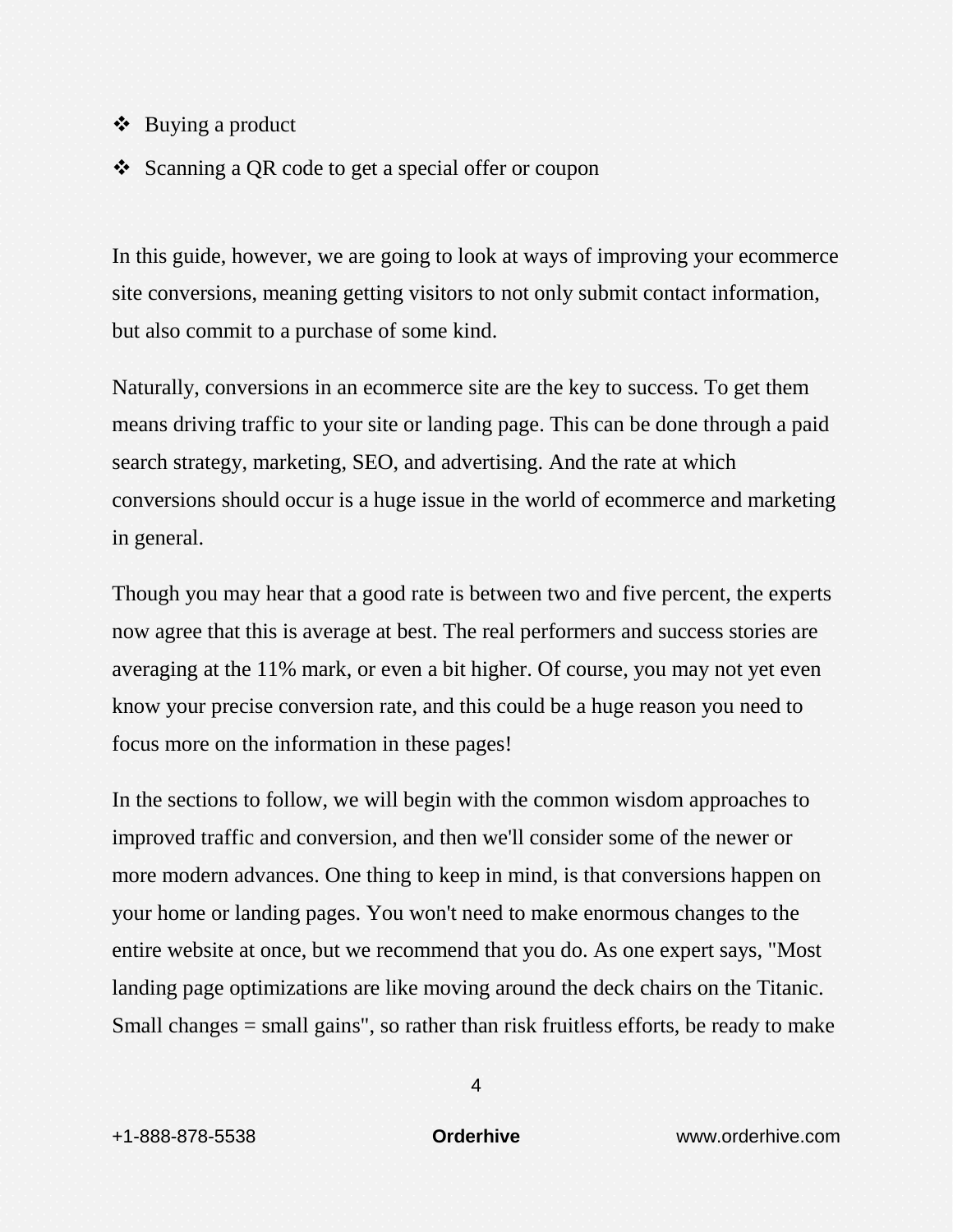- Buying a product
- Scanning a QR code to get a special offer or coupon

In this guide, however, we are going to look at ways of improving your ecommerce site conversions, meaning getting visitors to not only submit contact information, but also commit to a purchase of some kind.

Naturally, conversions in an ecommerce site are the key to success. To get them means driving traffic to your site or landing page. This can be done through a paid search strategy, marketing, SEO, and advertising. And the rate at which conversions should occur is a huge issue in the world of ecommerce and marketing in general.

Though you may hear that a good rate is between two and five percent, the experts now agree that this is average at best. The real performers and success stories are averaging at the 11% mark, or even a bit higher. Of course, you may not yet even know your precise conversion rate, and this could be a huge reason you need to focus more on the information in these pages!

In the sections to follow, we will begin with the common wisdom approaches to improved traffic and conversion, and then we'll consider some of the newer or more modern advances. One thing to keep in mind, is that conversions happen on your home or landing pages. You won't need to make enormous changes to the entire website at once, but we recommend that you do. As one expert says, "Most landing page optimizations are like moving around the deck chairs on the Titanic. Small changes = small gains", so rather than risk fruitless efforts, be ready to make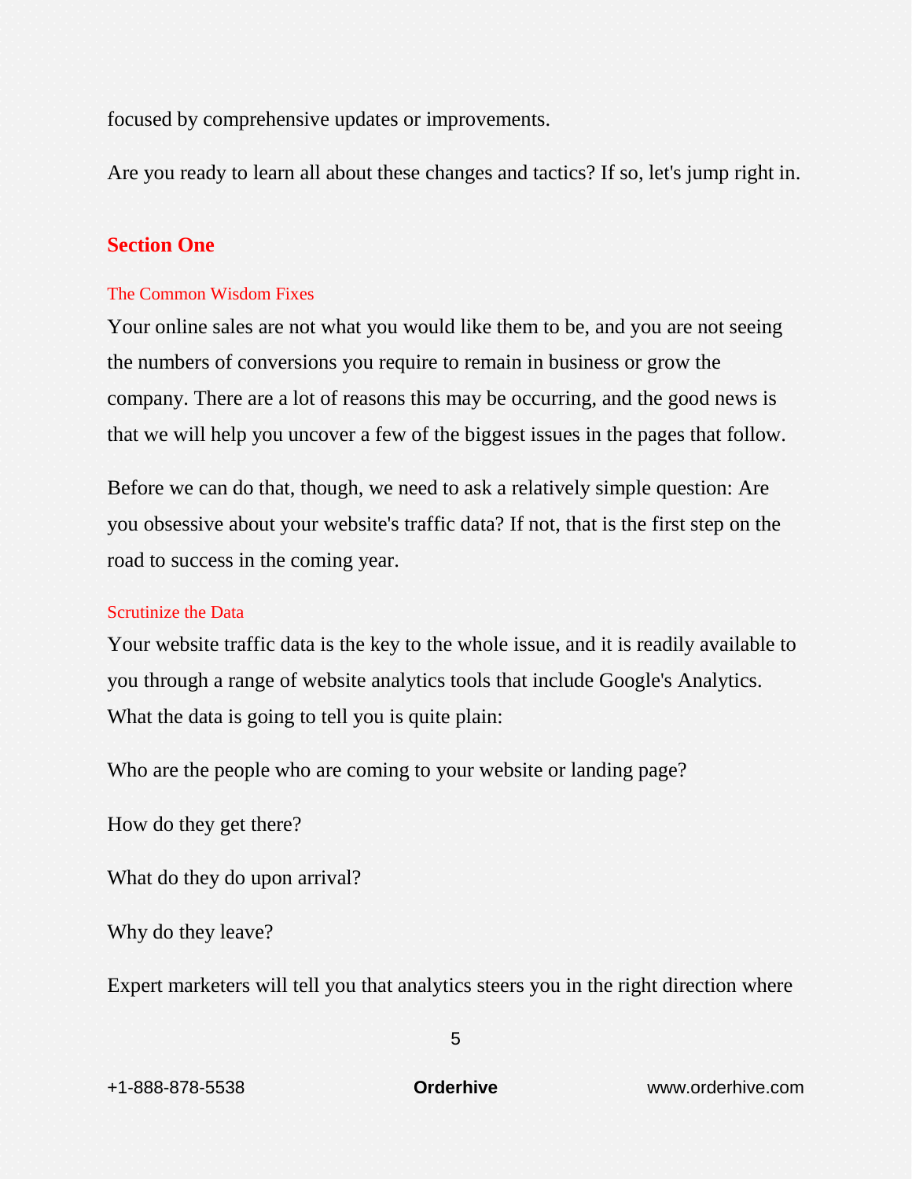focused by comprehensive updates or improvements.

Are you ready to learn all about these changes and tactics? If so, let's jump right in.

## Section One

### The Common Wisdom Fixes

Your online sales are not what you would like them to be, and you are not seeing the numbers of conversions you require to remain in business or grow the company. There are a lot of reasons this may be occurring, and the good news is that we will help you uncover a few of the biggest issues in the pages that follow.

Before we can do that, though, we need to ask a relatively simple question: Are you obsessive about your website's traffic data? If not, that is the first step on the road to success in the coming year.

### Scrutinize the Data

Your website traffic data is the key to the whole issue, and it is readily available to you through a range of website analytics tools that include Google's Analytics. What the data is going to tell you is quite plain:

Who are the people who are coming to your website or landing page?

How do they get there?

What do they do upon arrival?

Why do they leave?

Expert marketers will tell you that analytics steers you in the right direction where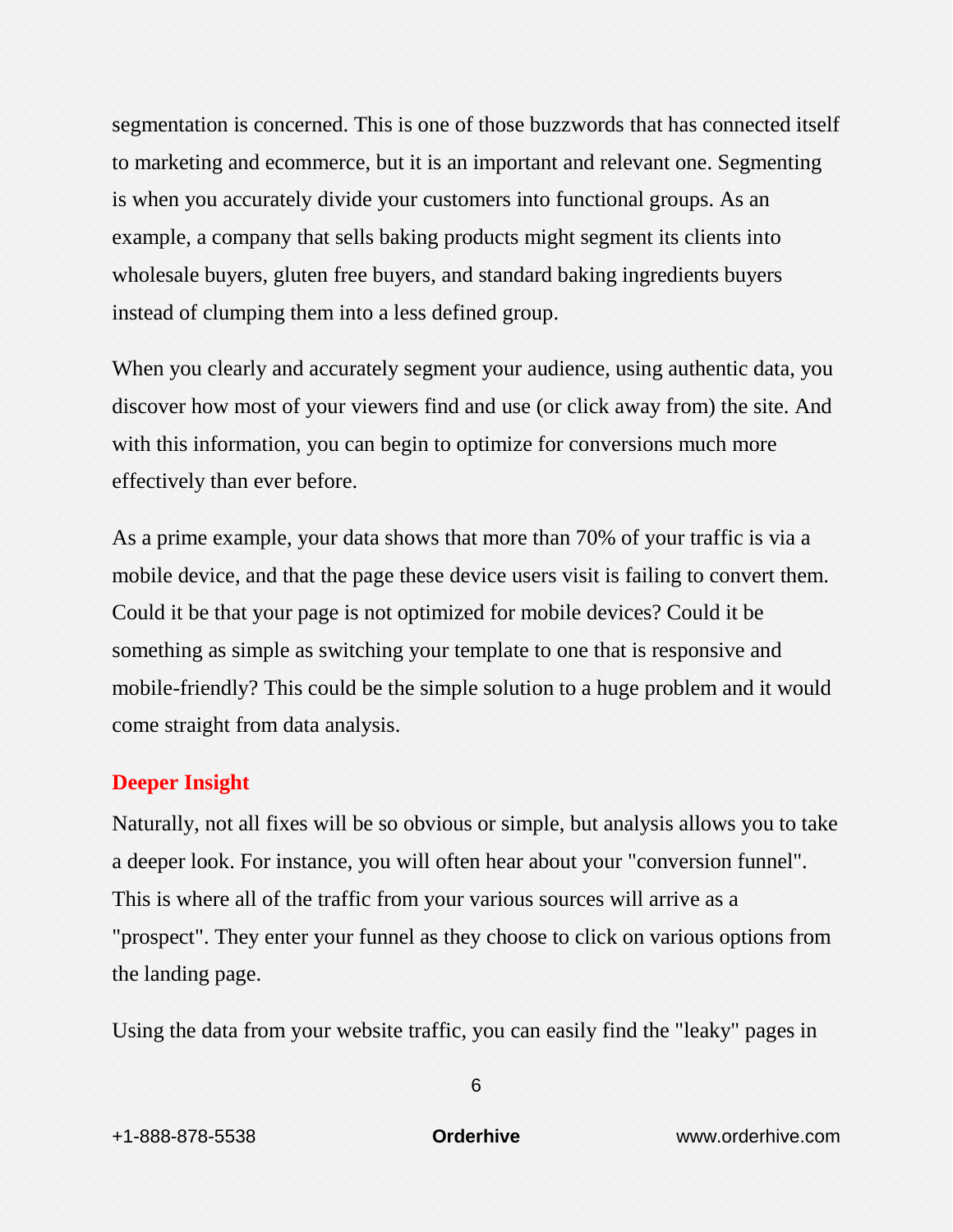segmentation is concerned. This is one of those buzzwords that has connected itself to marketing and ecommerce, but it is an important and relevant one. Segmenting is when you accurately divide your customers into functional groups. As an example, a company that sells baking products might segment its clients into wholesale buyers, gluten free buyers, and standard baking ingredients buyers instead of clumping them into a less defined group.

When you clearly and accurately segment your audience, using authentic data, you discover how most of your viewers find and use (or click away from) the site. And with this information, you can begin to optimize for conversions much more effectively than ever before.

As a prime example, your data shows that more than 70% of your traffic is via a mobile device, and that the page these device users visit is failing to convert them. Could it be that your page is not optimized for mobile devices? Could it be something as simple as switching your template to one that is responsive and mobile-friendly? This could be the simple solution to a huge problem and it would come straight from data analysis.

## Deeper Insight

Naturally, not all fixes will be so obvious or simple, but analysis allows you to take a deeper look. For instance, you will often hear about your "conversion funnel". This is where all of the traffic from your various sources will arrive as a "prospect". They enter your funnel as they choose to click on various options from the landing page.

Using the data from your website traffic, you can easily find the "leaky" pages in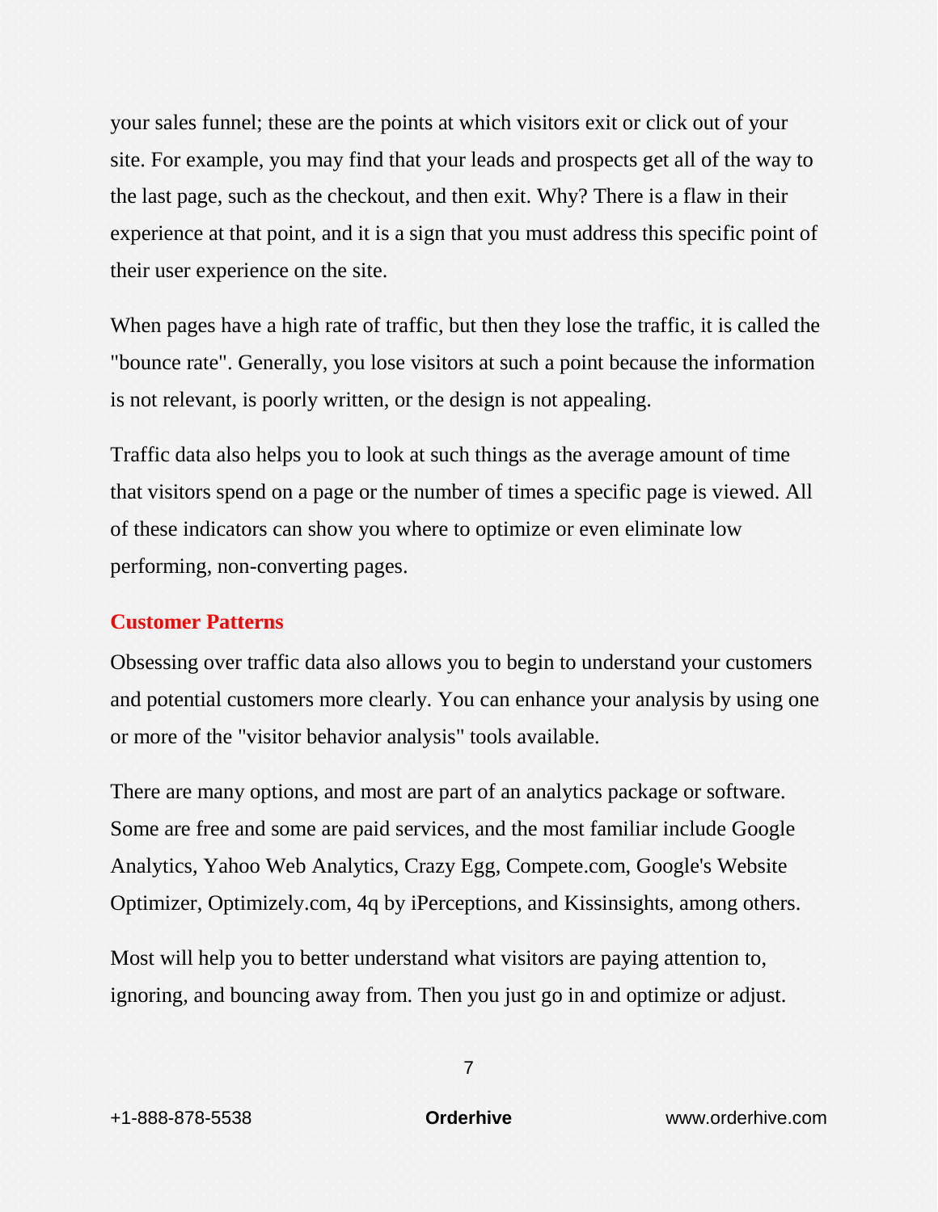your sales funnel; these are the points at which visitors exit or click out of your site. For example, you may find that your leads and prospects get all of the way to the last page, such as the checkout, and then exit. Why? There is a flaw in their experience at that point, and it is a sign that you must address this specific point of their user experience on the site.

When pages have a high rate of traffic, but then they lose the traffic, it is called the "bounce rate". Generally, you lose visitors at such a point because the information is not relevant, is poorly written, or the design is not appealing.

Traffic data also helps you to look at such things as the average amount of time that visitors spend on a page or the number of times a specific page is viewed. All of these indicators can show you where to optimize or even eliminate low performing, non-converting pages.

### Customer Patterns

Obsessing over traffic data also allows you to begin to understand your customers and potential customers more clearly. You can enhance your analysis by using one or more of the "visitor behavior analysis" tools available.

There are many options, and most are part of an analytics package or software. Some are free and some are paid services, and the most familiar include Google Analytics, Yahoo Web Analytics, Crazy Egg, Compete.com, Google's Website Optimizer, Optimizely.com, 4q by iPerceptions, and Kissinsights, among others.

Most will help you to better understand what visitors are paying attention to, ignoring, and bouncing away from. Then you just go in and optimize or adjust.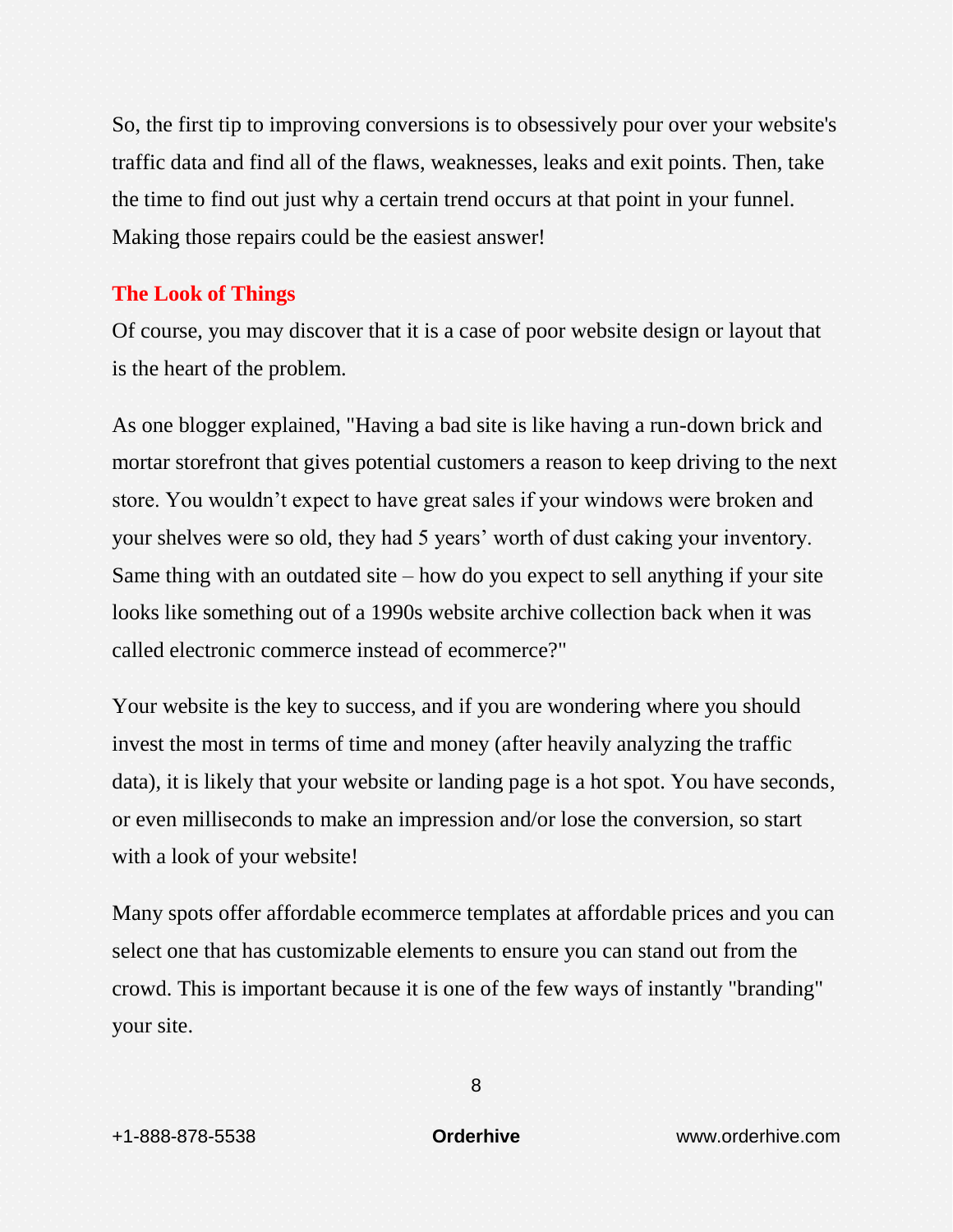So, the first tip to improving conversions is to obsessively pour over your website's traffic data and find all of the flaws, weaknesses, leaks and exit points. Then, take the time to find out just why a certain trend occurs at that point in your funnel. Making those repairs could be the easiest answer!

## The Look of Things

Of course, you may discover that it is a case of poor website design or layout that is the heart of the problem.

As one blogger explained, "Having a bad site is like having a run-down brick and mortar storefront that gives potential customers a reason to keep driving to the next store. You wouldn't expect to have great sales if your windows were broken and your shelves were so old, they had 5 years' worth of dust caking your inventory. Same thing with an outdated site – how do you expect to sell anything if your site looks like something out of a 1990s website archive collection back when it was called electronic commerce instead of ecommerce?"

Your website is the key to success, and if you are wondering where you should invest the most in terms of time and money (after heavily analyzing the traffic data), it is likely that your website or landing page is a hot spot. You have seconds, or even milliseconds to make an impression and/or lose the conversion, so start with a look of your website!

Many spots offer affordable ecommerce templates at affordable prices and you can select one that has customizable elements to ensure you can stand out from the crowd. This is important because it is one of the few ways of instantly "branding" your site.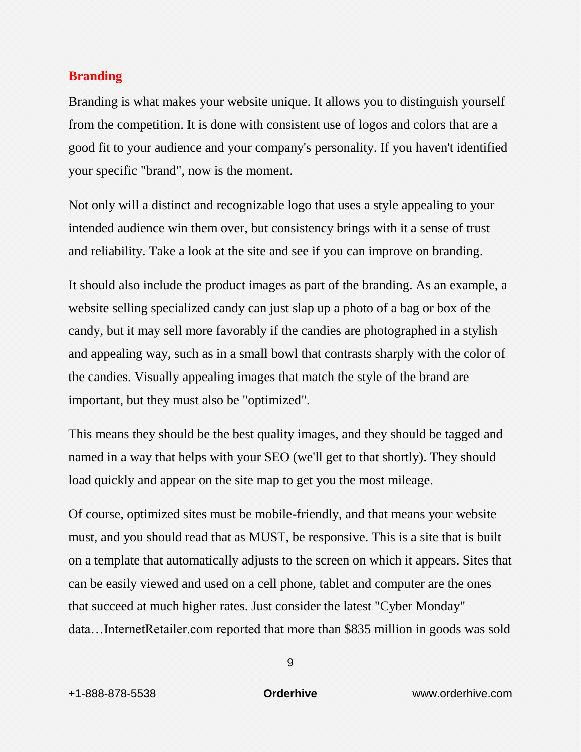## Branding

Branding is what makes your website unique. It allows you to distinguish yourself from the competition. It is done with consistent use of logos and colors that are a good fit to your audience and your company's personality. If you haven't identified your specific "brand", now is the moment.

Not only will a distinct and recognizable logo that uses a style appealing to your intended audience win them over, but consistency brings with it a sense of trust and reliability. Take a look at the site and see if you can improve on branding.

It should also include the product images as part of the branding. As an example, a website selling specialized candy can just slap up a photo of a bag or box of the candy, but it may sell more favorably if the candies are photographed in a stylish and appealing way, such as in a small bowl that contrasts sharply with the color of the candies. Visually appealing images that match the style of the brand are important, but they must also be "optimized".

This means they should be the best quality images, and they should be tagged and named in a way that helps with your SEO (we'll get to that shortly). They should load quickly and appear on the site map to get you the most mileage.

Of course, optimized sites must be mobile-friendly, and that means your website must, and you should read that as MUST, be responsive. This is a site that is built on a template that automatically adjusts to the screen on which it appears. Sites that can be easily viewed and used on a cell phone, tablet and computer are the ones that succeed at much higher rates. Just consider the latest "Cyber Monday" data…InternetRetailer.com reported that more than $835 million in goods was sold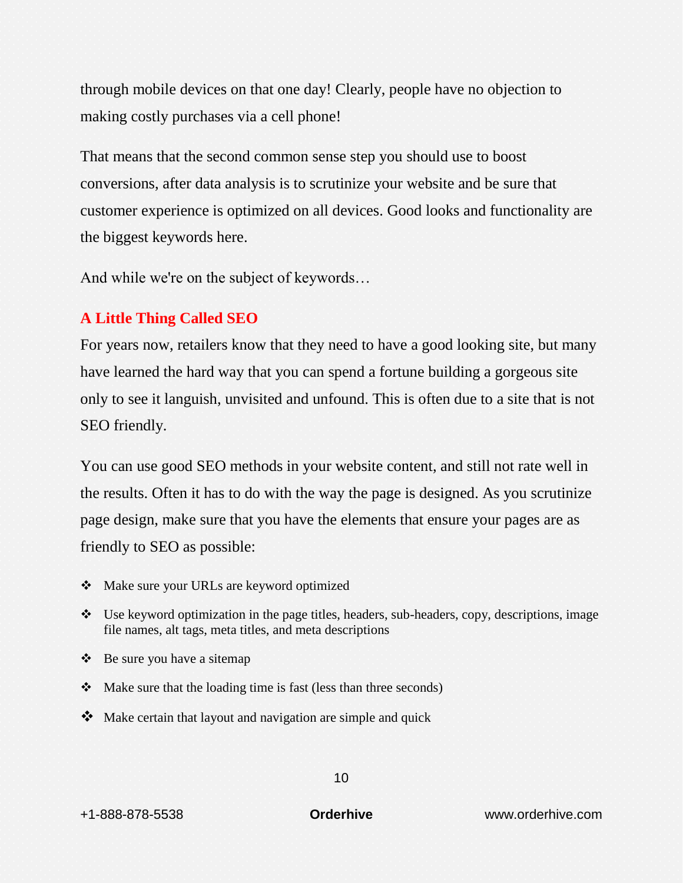through mobile devices on that one day! Clearly, people have no objection to making costly purchases via a cell phone!

That means that the second common sense step you should use to boost conversions, after data analysis is to scrutinize your website and be sure that customer experience is optimized on all devices. Good looks and functionality are the biggest keywords here.

And while we're on the subject of keywords…

## A Little Thing Called SEO

For years now, retailers know that they need to have a good looking site, but many have learned the hard way that you can spend a fortune building a gorgeous site only to see it languish, unvisited and unfound. This is often due to a site that is not SEO friendly.

You can use good SEO methods in your website content, and still not rate well in the results. Often it has to do with the way the page is designed. As you scrutinize page design, make sure that you have the elements that ensure your pages are as friendly to SEO as possible:

- Make sure your URLs are keyword optimized
- Use keyword optimization in the page titles, headers, sub-headers, copy, descriptions, image file names, alt tags, meta titles, and meta descriptions
- Be sure you have a sitemap
- Make sure that the loading time is fast (less than three seconds)
- Make certain that layout and navigation are simple and quick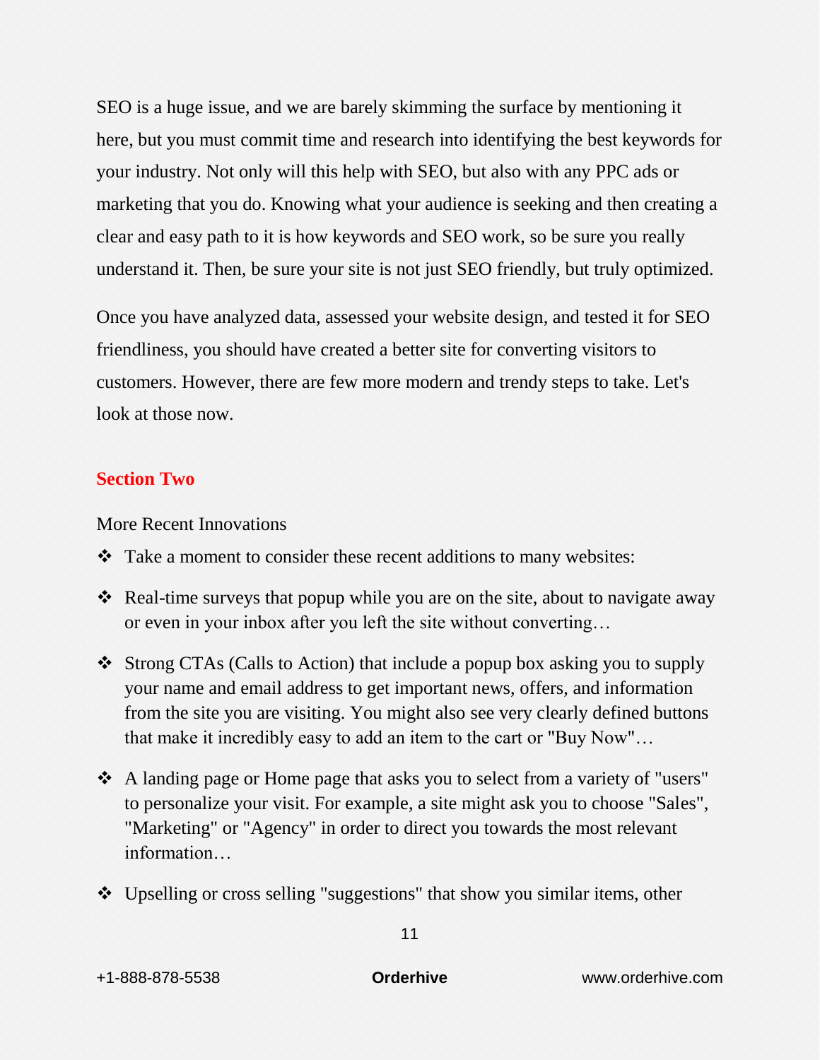SEO is a huge issue, and we are barely skimming the surface by mentioning it here, but you must commit time and research into identifying the best keywords for your industry. Not only will this help with SEO, but also with any PPC ads or marketing that you do. Knowing what your audience is seeking and then creating a clear and easy path to it is how keywords and SEO work, so be sure you really understand it. Then, be sure your site is not just SEO friendly, but truly optimized.

Once you have analyzed data, assessed your website design, and tested it for SEO friendliness, you should have created a better site for converting visitors to customers. However, there are few more modern and trendy steps to take. Let's look at those now.

## Section Two

More Recent Innovations

- Take a moment to consider these recent additions to many websites:
- Real-time surveys that popup while you are on the site, about to navigate away or even in your inbox after you left the site without converting…
- Strong CTAs (Calls to Action) that include a popup box asking you to supply your name and email address to get important news, offers, and information from the site you are visiting. You might also see very clearly defined buttons that make it incredibly easy to add an item to the cart or "Buy Now"…
- A landing page or Home page that asks you to select from a variety of "users" to personalize your visit. For example, a site might ask you to choose "Sales", "Marketing" or "Agency" in order to direct you towards the most relevant information…
- Upselling or cross selling "suggestions" that show you similar items, other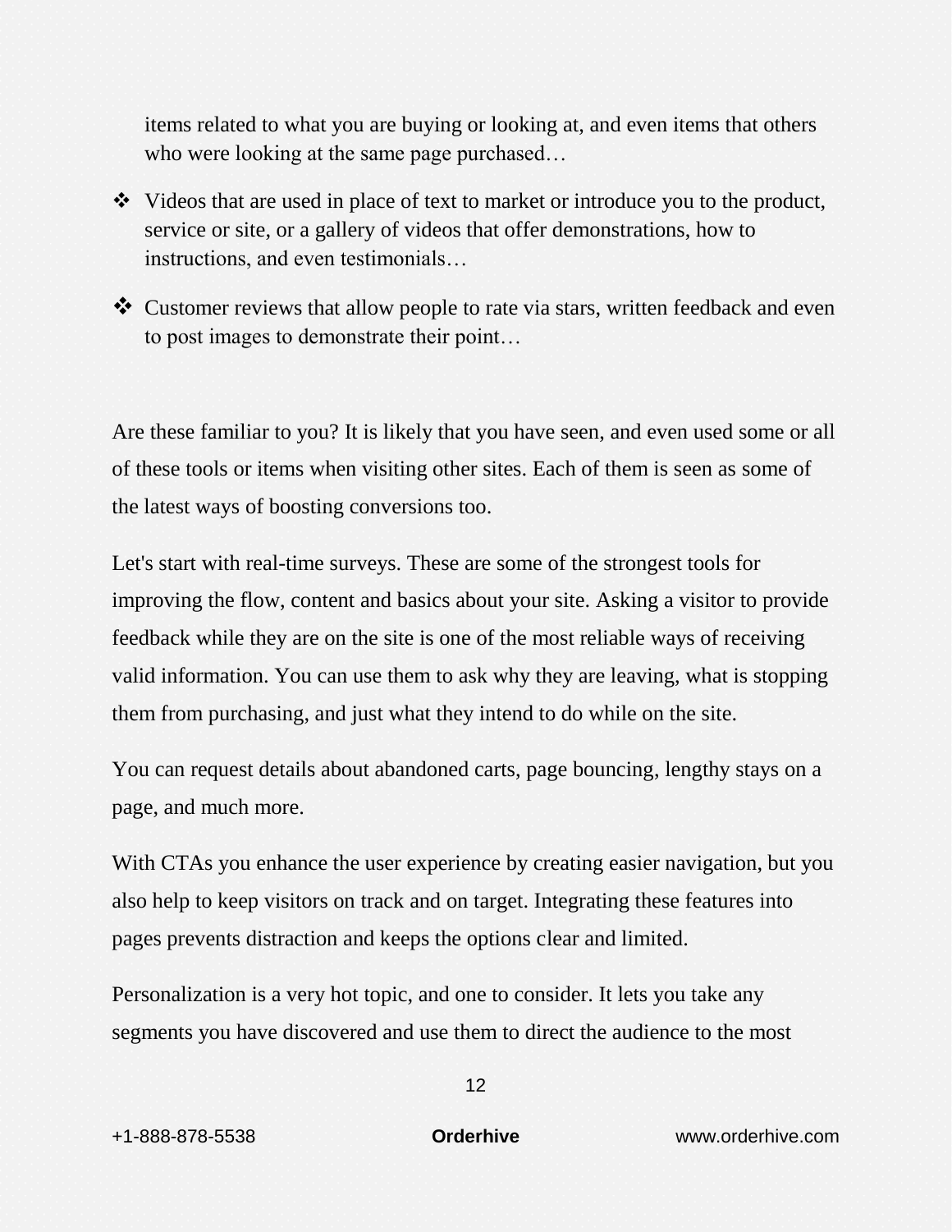items related to what you are buying or looking at, and even items that others who were looking at the same page purchased…

- Videos that are used in place of text to market or introduce you to the product, service or site, or a gallery of videos that offer demonstrations, how to instructions, and even testimonials…
- Customer reviews that allow people to rate via stars, written feedback and even to post images to demonstrate their point…

Are these familiar to you? It is likely that you have seen, and even used some or all of these tools or items when visiting other sites. Each of them is seen as some of the latest ways of boosting conversions too.

Let's start with real-time surveys. These are some of the strongest tools for improving the flow, content and basics about your site. Asking a visitor to provide feedback while they are on the site is one of the most reliable ways of receiving valid information. You can use them to ask why they are leaving, what is stopping them from purchasing, and just what they intend to do while on the site.

You can request details about abandoned carts, page bouncing, lengthy stays on a page, and much more.

With CTAs you enhance the user experience by creating easier navigation, but you also help to keep visitors on track and on target. Integrating these features into pages prevents distraction and keeps the options clear and limited.

Personalization is a very hot topic, and one to consider. It lets you take any segments you have discovered and use them to direct the audience to the most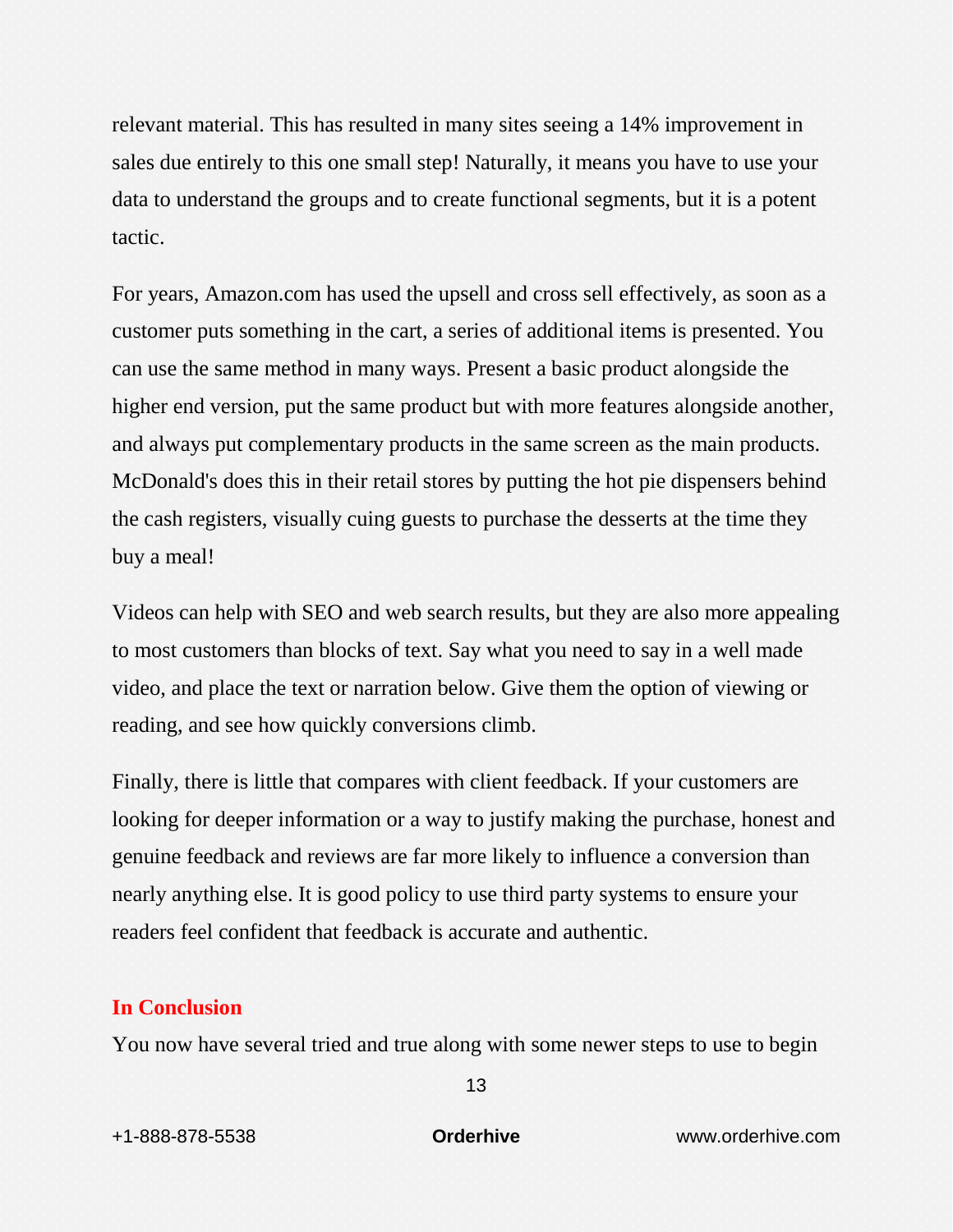relevant material. This has resulted in many sites seeing a 14% improvement in sales due entirely to this one small step! Naturally, it means you have to use your data to understand the groups and to create functional segments, but it is a potent tactic.

For years, Amazon.com has used the upsell and cross sell effectively, as soon as a customer puts something in the cart, a series of additional items is presented. You can use the same method in many ways. Present a basic product alongside the higher end version, put the same product but with more features alongside another, and always put complementary products in the same screen as the main products. McDonald's does this in their retail stores by putting the hot pie dispensers behind the cash registers, visually cuing guests to purchase the desserts at the time they buy a meal!

Videos can help with SEO and web search results, but they are also more appealing to most customers than blocks of text. Say what you need to say in a well made video, and place the text or narration below. Give them the option of viewing or reading, and see how quickly conversions climb.

Finally, there is little that compares with client feedback. If your customers are looking for deeper information or a way to justify making the purchase, honest and genuine feedback and reviews are far more likely to influence a conversion than nearly anything else. It is good policy to use third party systems to ensure your readers feel confident that feedback is accurate and authentic.

## In Conclusion

You now have several tried and true along with some newer steps to use to begin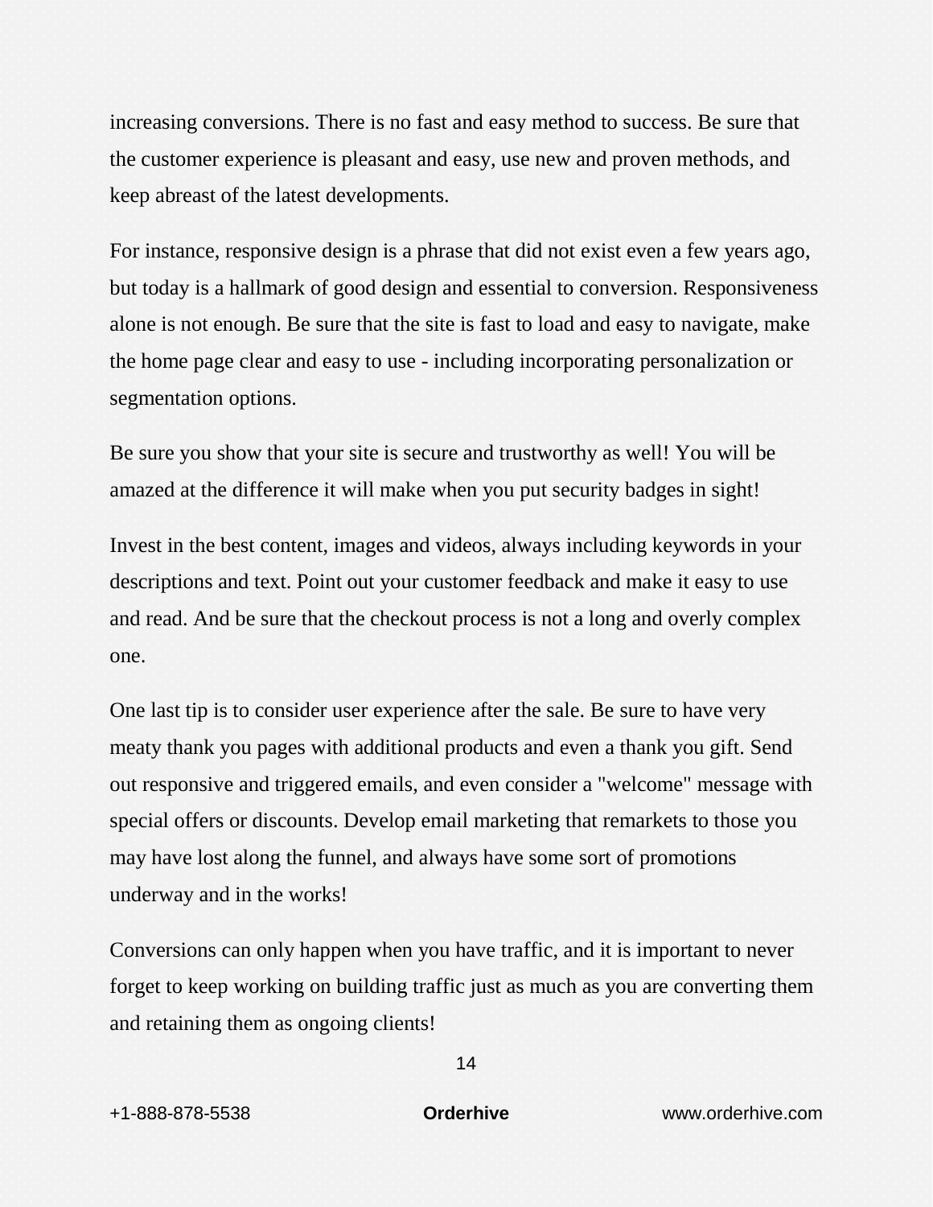increasing conversions. There is no fast and easy method to success. Be sure that the customer experience is pleasant and easy, use new and proven methods, and keep abreast of the latest developments.

For instance, responsive design is a phrase that did not exist even a few years ago, but today is a hallmark of good design and essential to conversion. Responsiveness alone is not enough. Be sure that the site is fast to load and easy to navigate, make the home page clear and easy to use - including incorporating personalization or segmentation options.

Be sure you show that your site is secure and trustworthy as well! You will be amazed at the difference it will make when you put security badges in sight!

Invest in the best content, images and videos, always including keywords in your descriptions and text. Point out your customer feedback and make it easy to use and read. And be sure that the checkout process is not a long and overly complex one.

One last tip is to consider user experience after the sale. Be sure to have very meaty thank you pages with additional products and even a thank you gift. Send out responsive and triggered emails, and even consider a "welcome" message with special offers or discounts. Develop email marketing that remarkets to those you may have lost along the funnel, and always have some sort of promotions underway and in the works!

Conversions can only happen when you have traffic, and it is important to never forget to keep working on building traffic just as much as you are converting them and retaining them as ongoing clients!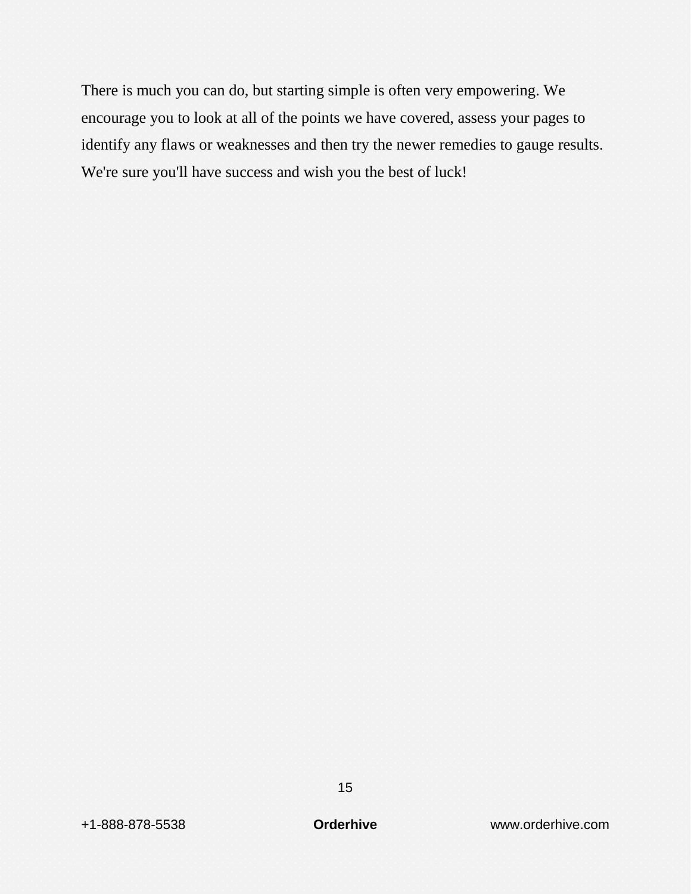There is much you can do, but starting simple is often very empowering. We encourage you to look at all of the points we have covered, assess your pages to identify any flaws or weaknesses and then try the newer remedies to gauge results. We're sure you'll have success and wish you the best of luck!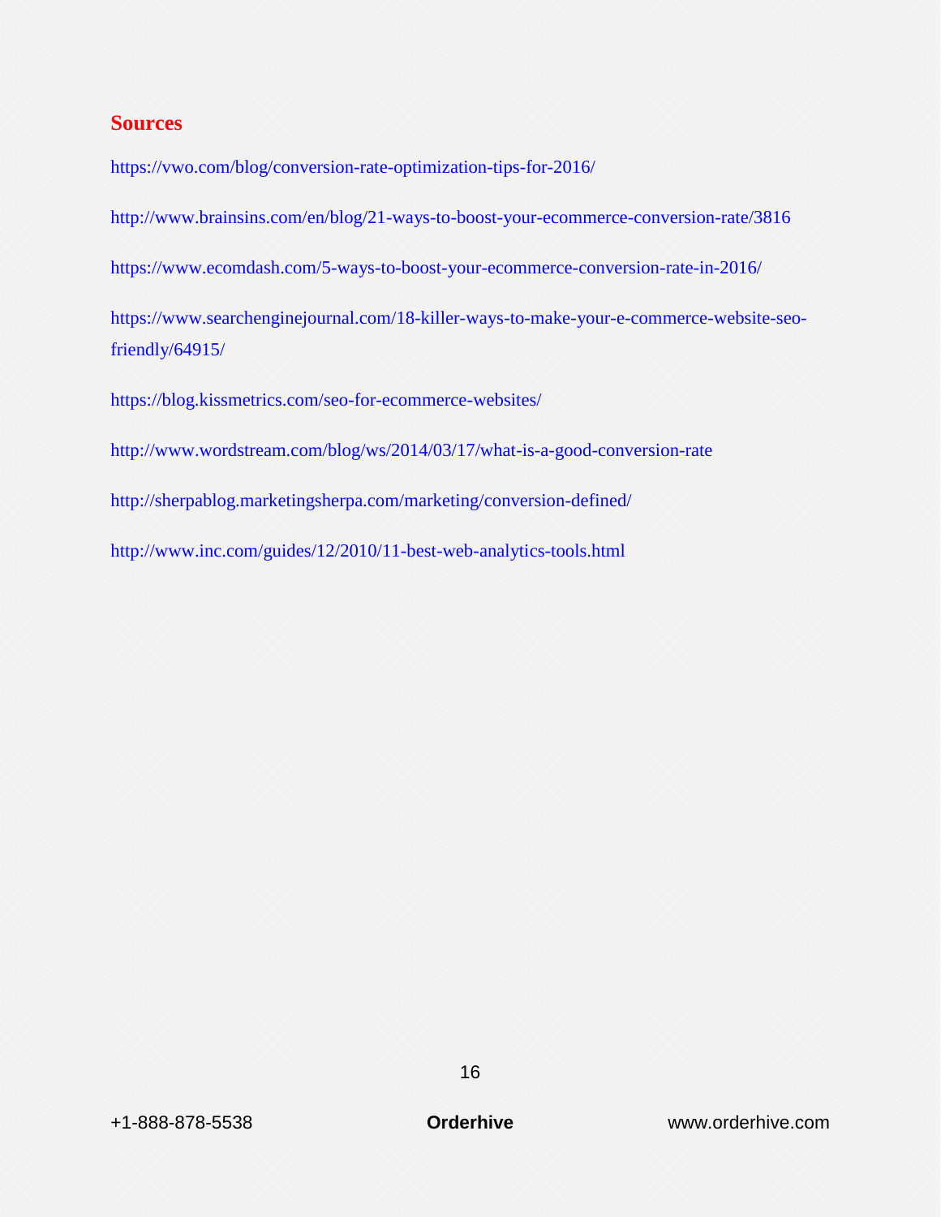## Sources

https://vwo.com/blog/conversion-rate-optimization-tips-for-2016/

http://www.brainsins.com/en/blog/21-ways-to-boost-your-ecommerce-conversion-rate/3816

https://www.ecomdash.com/5-ways-to-boost-your-ecommerce-conversion-rate-in-2016/

https://www.searchenginejournal.com/18-killer-ways-to-make-your-e-commerce-website-seo-friendly/64915/

https://blog.kissmetrics.com/seo-for-ecommerce-websites/

http://www.wordstream.com/blog/ws/2014/03/17/what-is-a-good-conversion-rate

http://sherpablog.marketingsherpa.com/marketing/conversion-defined/

http://www.inc.com/guides/12/2010/11-best-web-analytics-tools.html